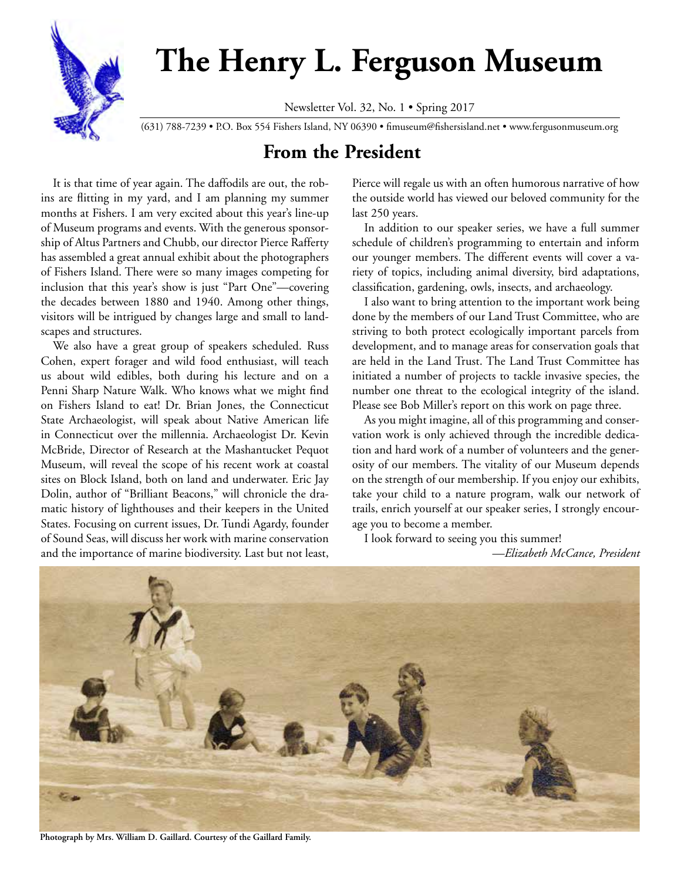# The Henry L. Ferguson Museum

Newsletter Vol. 32, No. 1 • Spring 2017

(631) 788-7239 • P.O. Box 554 Fishers Island, NY 06390 • fimuseum@fishersisland.net • www.fergusonmuseum.org

## From the President

It is that time of year again. The daffodils are out, the robins are flitting in my yard, and I am planning my summer months at Fishers. I am very excited about this year's line-up of Museum programs and events. With the generous sponsorship of Altus Partners and Chubb, our director Pierce Rafferty has assembled a great annual exhibit about the photographers of Fishers Island. There were so many images competing for inclusion that this year's show is just "Part One"—covering the decades between 1880 and 1940. Among other things, visitors will be intrigued by changes large and small to landscapes and structures.

We also have a great group of speakers scheduled. Russ Cohen, expert forager and wild food enthusiast, will teach us about wild edibles, both during his lecture and on a Penni Sharp Nature Walk. Who knows what we might find on Fishers Island to eat! Dr. Brian Jones, the Connecticut State Archaeologist, will speak about Native American life in Connecticut over the millennia. Archaeologist Dr. Kevin McBride, Director of Research at the Mashantucket Pequot Museum, will reveal the scope of his recent work at coastal sites on Block Island, both on land and underwater. Eric Jay Dolin, author of "Brilliant Beacons," will chronicle the dramatic history of lighthouses and their keepers in the United States. Focusing on current issues, Dr. Tundi Agardy, founder of Sound Seas, will discuss her work with marine conservation and the importance of marine biodiversity. Last but not least, Pierce will regale us with an often humorous narrative of how the outside world has viewed our beloved community for the last 250 years.

In addition to our speaker series, we have a full summer schedule of children's programming to entertain and inform our younger members. The different events will cover a variety of topics, including animal diversity, bird adaptations, classification, gardening, owls, insects, and archaeology.

I also want to bring attention to the important work being done by the members of our Land Trust Committee, who are striving to both protect ecologically important parcels from development, and to manage areas for conservation goals that are held in the Land Trust. The Land Trust Committee has initiated a number of projects to tackle invasive species, the number one threat to the ecological integrity of the island. Please see Bob Miller's report on this work on page three.

As you might imagine, all of this programming and conservation work is only achieved through the incredible dedication and hard work of a number of volunteers and the generosity of our members. The vitality of our Museum depends on the strength of our membership. If you enjoy our exhibits, take your child to a nature program, walk our network of trails, enrich yourself at our speaker series, I strongly encourage you to become a member.

I look forward to seeing you this summer!

*—Elizabeth McCance, President*

**Photograph by Mrs. William D. Gaillard. Courtesy of the Gaillard Family.**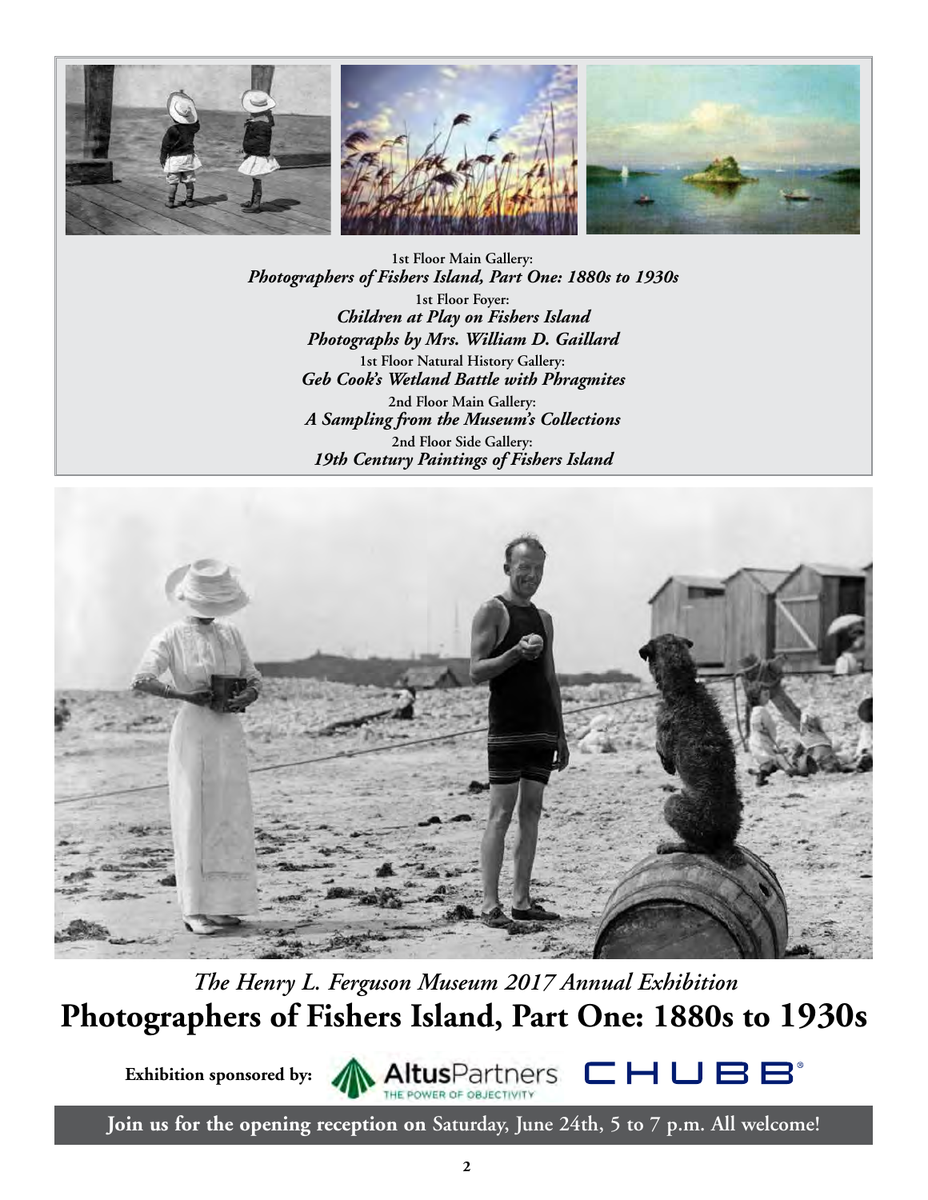**1st Floor Main Gallery:**
***Photographers of Fishers Island, Part One: 1880s to 1930s***

**1st Floor Foyer:**
***Children at Play on Fishers Island***
***Photographs by Mrs. William D. Gaillard***

**1st Floor Natural History Gallery:**
***Geb Cook's Wetland Battle with Phragmites***

**2nd Floor Main Gallery:**
***A Sampling from the Museum's Collections***

**2nd Floor Side Gallery:**
***19th Century Paintings of Fishers Island***

*The Henry L. Ferguson Museum 2017 Annual Exhibition*

# Photographers of Fishers Island, Part One: 1880s to 1930s

**Exhibition sponsored by:** AltusPartners THE POWER OF OBJECTIVITY CHUBB®

**Join us for the opening reception on Saturday, June 24th, 5 to 7 p.m. All welcome!**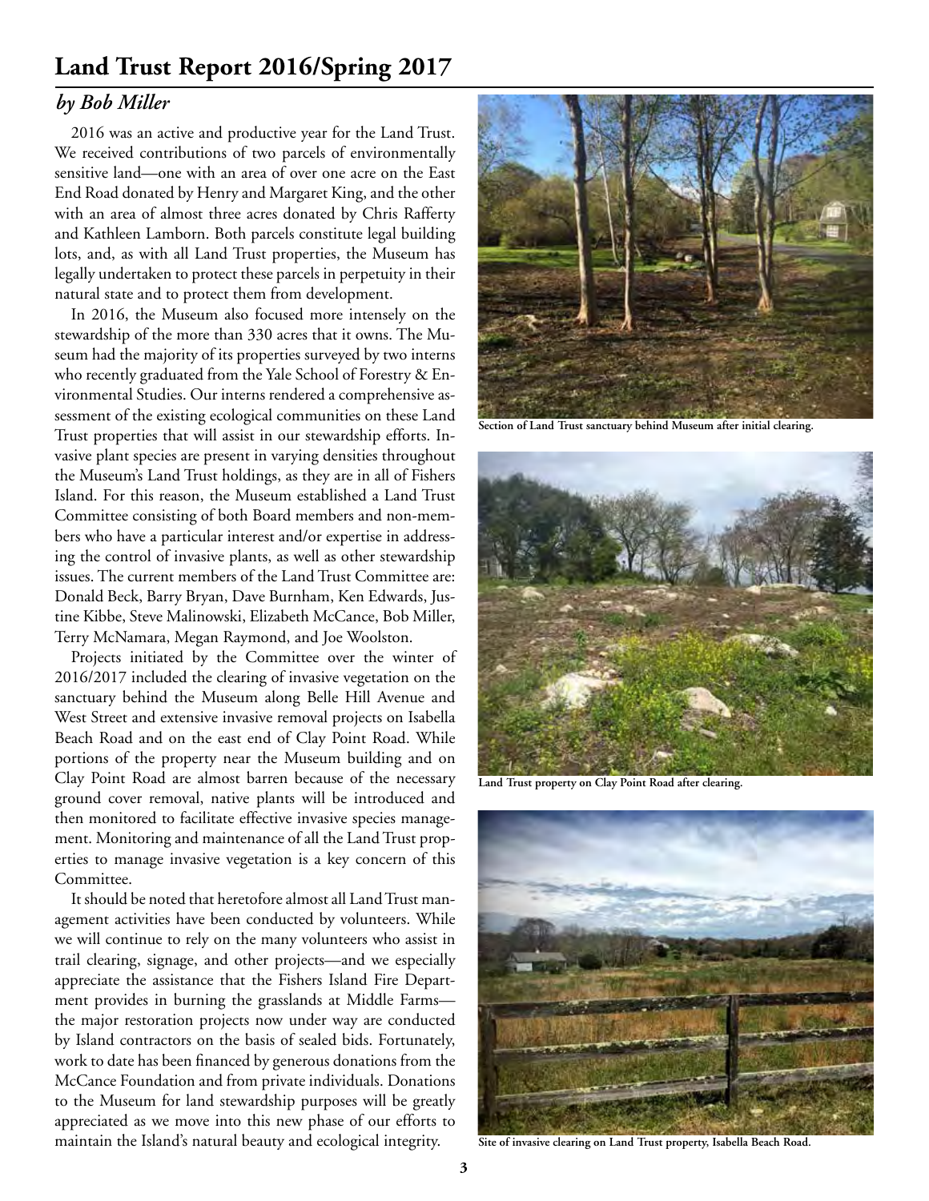# Land Trust Report 2016/Spring 2017

*by Bob Miller*

2016 was an active and productive year for the Land Trust. We received contributions of two parcels of environmentally sensitive land—one with an area of over one acre on the East End Road donated by Henry and Margaret King, and the other with an area of almost three acres donated by Chris Rafferty and Kathleen Lamborn. Both parcels constitute legal building lots, and, as with all Land Trust properties, the Museum has legally undertaken to protect these parcels in perpetuity in their natural state and to protect them from development.

In 2016, the Museum also focused more intensely on the stewardship of the more than 330 acres that it owns. The Museum had the majority of its properties surveyed by two interns who recently graduated from the Yale School of Forestry & Environmental Studies. Our interns rendered a comprehensive assessment of the existing ecological communities on these Land Trust properties that will assist in our stewardship efforts. Invasive plant species are present in varying densities throughout the Museum's Land Trust holdings, as they are in all of Fishers Island. For this reason, the Museum established a Land Trust Committee consisting of both Board members and non-members who have a particular interest and/or expertise in addressing the control of invasive plants, as well as other stewardship issues. The current members of the Land Trust Committee are: Donald Beck, Barry Bryan, Dave Burnham, Ken Edwards, Justine Kibbe, Steve Malinowski, Elizabeth McCance, Bob Miller, Terry McNamara, Megan Raymond, and Joe Woolston.

Projects initiated by the Committee over the winter of 2016/2017 included the clearing of invasive vegetation on the sanctuary behind the Museum along Belle Hill Avenue and West Street and extensive invasive removal projects on Isabella Beach Road and on the east end of Clay Point Road. While portions of the property near the Museum building and on Clay Point Road are almost barren because of the necessary ground cover removal, native plants will be introduced and then monitored to facilitate effective invasive species management. Monitoring and maintenance of all the Land Trust properties to manage invasive vegetation is a key concern of this Committee.

It should be noted that heretofore almost all Land Trust management activities have been conducted by volunteers. While we will continue to rely on the many volunteers who assist in trail clearing, signage, and other projects—and we especially appreciate the assistance that the Fishers Island Fire Department provides in burning the grasslands at Middle Farms—the major restoration projects now under way are conducted by Island contractors on the basis of sealed bids. Fortunately, work to date has been financed by generous donations from the McCance Foundation and from private individuals. Donations to the Museum for land stewardship purposes will be greatly appreciated as we move into this new phase of our efforts to maintain the Island's natural beauty and ecological integrity.

**Section of Land Trust sanctuary behind Museum after initial clearing.**

**Land Trust property on Clay Point Road after clearing.**

**Site of invasive clearing on Land Trust property, Isabella Beach Road.**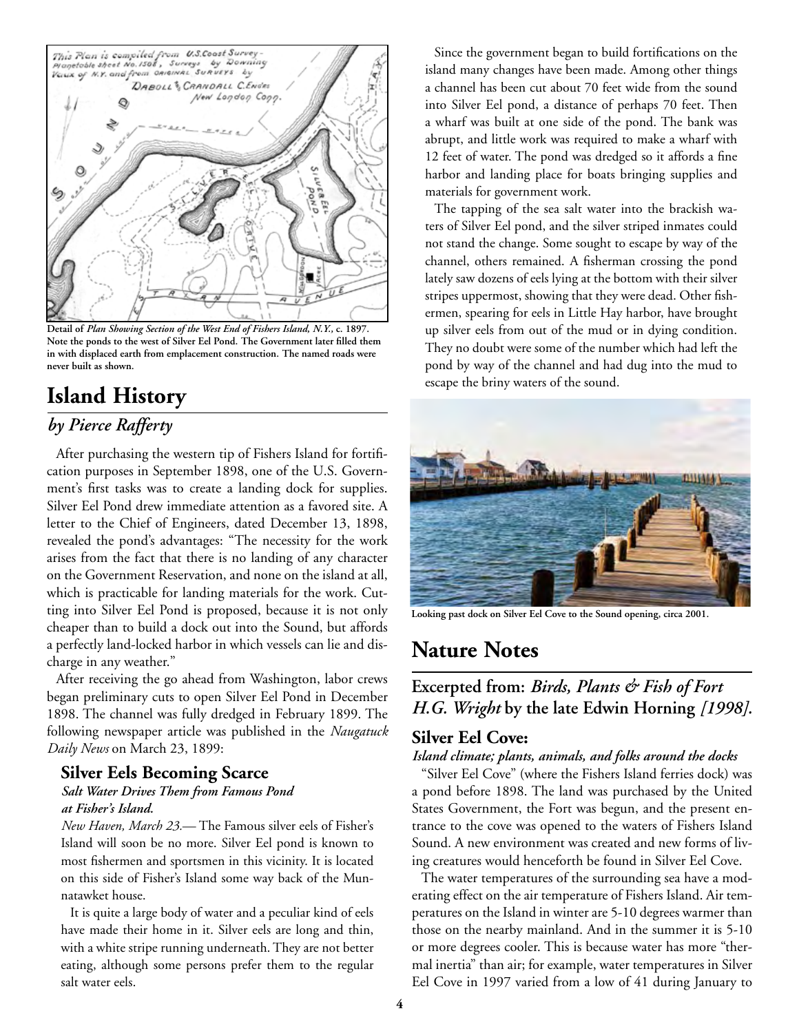Detail of *Plan Showing Section of the West End of Fishers Island, N.Y.*, c. 1897. Note the ponds to the west of Silver Eel Pond. The Government later filled them in with displaced earth from emplacement construction. The named roads were never built as shown.

## Island History

### *by Pierce Rafferty*

After purchasing the western tip of Fishers Island for fortification purposes in September 1898, one of the U.S. Government's first tasks was to create a landing dock for supplies. Silver Eel Pond drew immediate attention as a favored site. A letter to the Chief of Engineers, dated December 13, 1898, revealed the pond's advantages: "The necessity for the work arises from the fact that there is no landing of any character on the Government Reservation, and none on the island at all, which is practicable for landing materials for the work. Cutting into Silver Eel Pond is proposed, because it is not only cheaper than to build a dock out into the Sound, but affords a perfectly land-locked harbor in which vessels can lie and discharge in any weather."

After receiving the go ahead from Washington, labor crews began preliminary cuts to open Silver Eel Pond in December 1898. The channel was fully dredged in February 1899. The following newspaper article was published in the *Naugatuck Daily News* on March 23, 1899:

#### Silver Eels Becoming Scarce

***Salt Water Drives Them from Famous Pond at Fisher's Island.***

*New Haven, March 23.*— The Famous silver eels of Fisher's Island will soon be no more. Silver Eel pond is known to most fishermen and sportsmen in this vicinity. It is located on this side of Fisher's Island some way back of the Munnatawket house.

It is quite a large body of water and a peculiar kind of eels have made their home in it. Silver eels are long and thin, with a white stripe running underneath. They are not better eating, although some persons prefer them to the regular salt water eels.

Since the government began to build fortifications on the island many changes have been made. Among other things a channel has been cut about 70 feet wide from the sound into Silver Eel pond, a distance of perhaps 70 feet. Then a wharf was built at one side of the pond. The bank was abrupt, and little work was required to make a wharf with 12 feet of water. The pond was dredged so it affords a fine harbor and landing place for boats bringing supplies and materials for government work.

The tapping of the sea salt water into the brackish waters of Silver Eel pond, and the silver striped inmates could not stand the change. Some sought to escape by way of the channel, others remained. A fisherman crossing the pond lately saw dozens of eels lying at the bottom with their silver stripes uppermost, showing that they were dead. Other fishermen, spearing for eels in Little Hay harbor, have brought up silver eels from out of the mud or in dying condition. They no doubt were some of the number which had left the pond by way of the channel and had dug into the mud to escape the briny waters of the sound.

Looking past dock on Silver Eel Cove to the Sound opening, circa 2001.

## Nature Notes

### Excerpted from: *Birds, Plants & Fish of Fort H.G. Wright* by the late Edwin Horning *[1998]*.

#### Silver Eel Cove:

***Island climate; plants, animals, and folks around the docks***

"Silver Eel Cove" (where the Fishers Island ferries dock) was a pond before 1898. The land was purchased by the United States Government, the Fort was begun, and the present entrance to the cove was opened to the waters of Fishers Island Sound. A new environment was created and new forms of living creatures would henceforth be found in Silver Eel Cove.

The water temperatures of the surrounding sea have a moderating effect on the air temperature of Fishers Island. Air temperatures on the Island in winter are 5-10 degrees warmer than those on the nearby mainland. And in the summer it is 5-10 or more degrees cooler. This is because water has more "thermal inertia" than air; for example, water temperatures in Silver Eel Cove in 1997 varied from a low of 41 during January to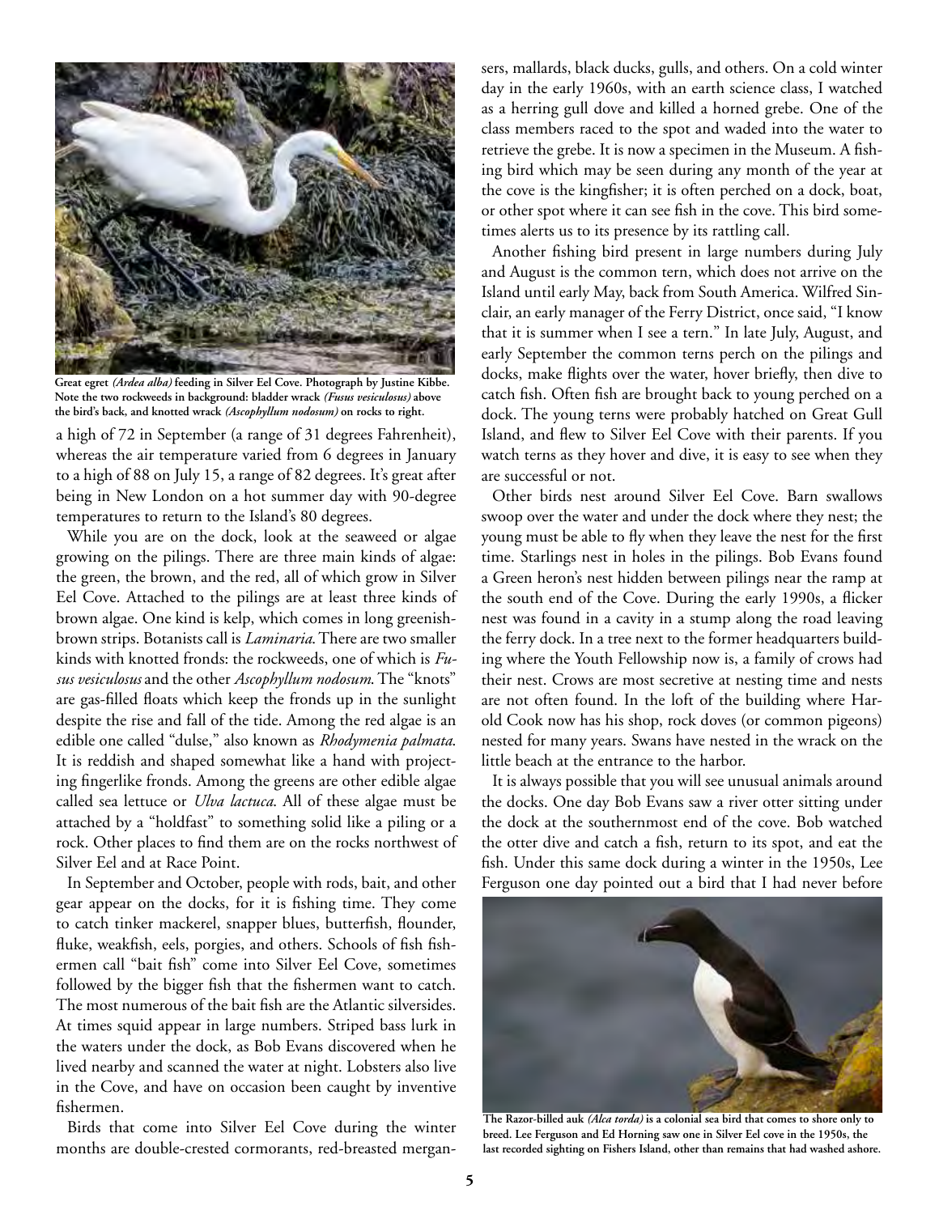Great egret *(Ardea alba)* feeding in Silver Eel Cove. Photograph by Justine Kibbe. Note the two rockweeds in background: bladder wrack *(Fusus vesiculosus)* above the bird's back, and knotted wrack *(Ascophyllum nodosum)* on rocks to right.

a high of 72 in September (a range of 31 degrees Fahrenheit), whereas the air temperature varied from 6 degrees in January to a high of 88 on July 15, a range of 82 degrees. It's great after being in New London on a hot summer day with 90-degree temperatures to return to the Island's 80 degrees.

While you are on the dock, look at the seaweed or algae growing on the pilings. There are three main kinds of algae: the green, the brown, and the red, all of which grow in Silver Eel Cove. Attached to the pilings are at least three kinds of brown algae. One kind is kelp, which comes in long greenish-brown strips. Botanists call is *Laminaria*. There are two smaller kinds with knotted fronds: the rockweeds, one of which is *Fusus vesiculosus* and the other *Ascophyllum nodosum*. The "knots" are gas-filled floats which keep the fronds up in the sunlight despite the rise and fall of the tide. Among the red algae is an edible one called "dulse," also known as *Rhodymenia palmata*. It is reddish and shaped somewhat like a hand with projecting fingerlike fronds. Among the greens are other edible algae called sea lettuce or *Ulva lactuca*. All of these algae must be attached by a "holdfast" to something solid like a piling or a rock. Other places to find them are on the rocks northwest of Silver Eel and at Race Point.

In September and October, people with rods, bait, and other gear appear on the docks, for it is fishing time. They come to catch tinker mackerel, snapper blues, butterfish, flounder, fluke, weakfish, eels, porgies, and others. Schools of fish fishermen call "bait fish" come into Silver Eel Cove, sometimes followed by the bigger fish that the fishermen want to catch. The most numerous of the bait fish are the Atlantic silversides. At times squid appear in large numbers. Striped bass lurk in the waters under the dock, as Bob Evans discovered when he lived nearby and scanned the water at night. Lobsters also live in the Cove, and have on occasion been caught by inventive fishermen.

Birds that come into Silver Eel Cove during the winter months are double-crested cormorants, red-breasted mergansers, mallards, black ducks, gulls, and others. On a cold winter day in the early 1960s, with an earth science class, I watched as a herring gull dove and killed a horned grebe. One of the class members raced to the spot and waded into the water to retrieve the grebe. It is now a specimen in the Museum. A fishing bird which may be seen during any month of the year at the cove is the kingfisher; it is often perched on a dock, boat, or other spot where it can see fish in the cove. This bird sometimes alerts us to its presence by its rattling call.

Another fishing bird present in large numbers during July and August is the common tern, which does not arrive on the Island until early May, back from South America. Wilfred Sinclair, an early manager of the Ferry District, once said, "I know that it is summer when I see a tern." In late July, August, and early September the common terns perch on the pilings and docks, make flights over the water, hover briefly, then dive to catch fish. Often fish are brought back to young perched on a dock. The young terns were probably hatched on Great Gull Island, and flew to Silver Eel Cove with their parents. If you watch terns as they hover and dive, it is easy to see when they are successful or not.

Other birds nest around Silver Eel Cove. Barn swallows swoop over the water and under the dock where they nest; the young must be able to fly when they leave the nest for the first time. Starlings nest in holes in the pilings. Bob Evans found a Green heron's nest hidden between pilings near the ramp at the south end of the Cove. During the early 1990s, a flicker nest was found in a cavity in a stump along the road leaving the ferry dock. In a tree next to the former headquarters building where the Youth Fellowship now is, a family of crows had their nest. Crows are most secretive at nesting time and nests are not often found. In the loft of the building where Harold Cook now has his shop, rock doves (or common pigeons) nested for many years. Swans have nested in the wrack on the little beach at the entrance to the harbor.

It is always possible that you will see unusual animals around the docks. One day Bob Evans saw a river otter sitting under the dock at the southernmost end of the cove. Bob watched the otter dive and catch a fish, return to its spot, and eat the fish. Under this same dock during a winter in the 1950s, Lee Ferguson one day pointed out a bird that I had never before

The Razor-billed auk *(Alca torda)* is a colonial sea bird that comes to shore only to breed. Lee Ferguson and Ed Horning saw one in Silver Eel cove in the 1950s, the last recorded sighting on Fishers Island, other than remains that had washed ashore.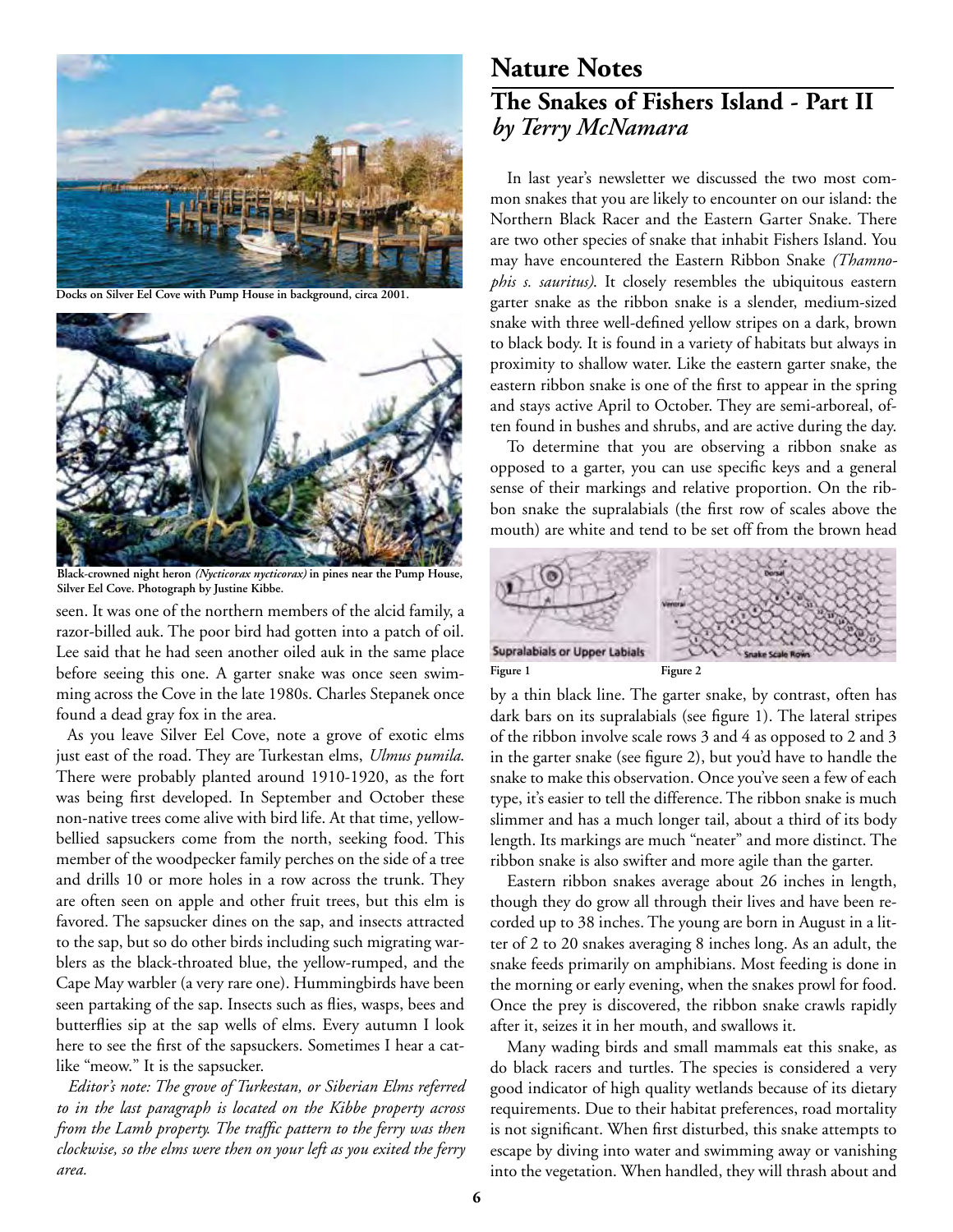Docks on Silver Eel Cove with Pump House in background, circa 2001.

Black-crowned night heron *(Nycticorax nycticorax)* in pines near the Pump House, Silver Eel Cove. Photograph by Justine Kibbe.

seen. It was one of the northern members of the alcid family, a razor-billed auk. The poor bird had gotten into a patch of oil. Lee said that he had seen another oiled auk in the same place before seeing this one. A garter snake was once seen swimming across the Cove in the late 1980s. Charles Stepanek once found a dead gray fox in the area.

As you leave Silver Eel Cove, note a grove of exotic elms just east of the road. They are Turkestan elms, *Ulmus pumila.* There were probably planted around 1910-1920, as the fort was being first developed. In September and October these non-native trees come alive with bird life. At that time, yellow-bellied sapsuckers come from the north, seeking food. This member of the woodpecker family perches on the side of a tree and drills 10 or more holes in a row across the trunk. They are often seen on apple and other fruit trees, but this elm is favored. The sapsucker dines on the sap, and insects attracted to the sap, but so do other birds including such migrating warblers as the black-throated blue, the yellow-rumped, and the Cape May warbler (a very rare one). Hummingbirds have been seen partaking of the sap. Insects such as flies, wasps, bees and butterflies sip at the sap wells of elms. Every autumn I look here to see the first of the sapsuckers. Sometimes I hear a cat-like "meow." It is the sapsucker.

*Editor's note: The grove of Turkestan, or Siberian Elms referred to in the last paragraph is located on the Kibbe property across from the Lamb property. The traffic pattern to the ferry was then clockwise, so the elms were then on your left as you exited the ferry area.*

# Nature Notes

## The Snakes of Fishers Island - Part II
### *by Terry McNamara*

In last year's newsletter we discussed the two most common snakes that you are likely to encounter on our island: the Northern Black Racer and the Eastern Garter Snake. There are two other species of snake that inhabit Fishers Island. You may have encountered the Eastern Ribbon Snake *(Thamnophis s. sauritus).* It closely resembles the ubiquitous eastern garter snake as the ribbon snake is a slender, medium-sized snake with three well-defined yellow stripes on a dark, brown to black body. It is found in a variety of habitats but always in proximity to shallow water. Like the eastern garter snake, the eastern ribbon snake is one of the first to appear in the spring and stays active April to October. They are semi-arboreal, often found in bushes and shrubs, and are active during the day.

To determine that you are observing a ribbon snake as opposed to a garter, you can use specific keys and a general sense of their markings and relative proportion. On the ribbon snake the supralabials (the first row of scales above the mouth) are white and tend to be set off from the brown head by a thin black line. The garter snake, by contrast, often has dark bars on its supralabials (see figure 1). The lateral stripes of the ribbon snake involve scale rows 3 and 4 as opposed to 2 and 3 in the garter snake (see figure 2), but you'd have to handle the snake to make this observation. Once you've seen a few of each type, it's easier to tell the difference. The ribbon snake is much slimmer and has a much longer tail, about a third of its body length. Its markings are much "neater" and more distinct. The ribbon snake is also swifter and more agile than the garter.

Supralabials or Upper Labials

Figure 1

Dorsal

Ventral

Snake Scale Rows

Figure 2

Eastern ribbon snakes average about 26 inches in length, though they do grow all through their lives and have been recorded up to 38 inches. The young are born in August in a litter of 2 to 20 snakes averaging 8 inches long. As an adult, the snake feeds primarily on amphibians. Most feeding is done in the morning or early evening, when the snakes prowl for food. Once the prey is discovered, the ribbon snake crawls rapidly after it, seizes it in her mouth, and swallows it.

Many wading birds and small mammals eat this snake, as do black racers and turtles. The species is considered a very good indicator of high quality wetlands because of its dietary requirements. Due to their habitat preferences, road mortality is not significant. When first disturbed, this snake attempts to escape by diving into water and swimming away or vanishing into the vegetation. When handled, they will thrash about and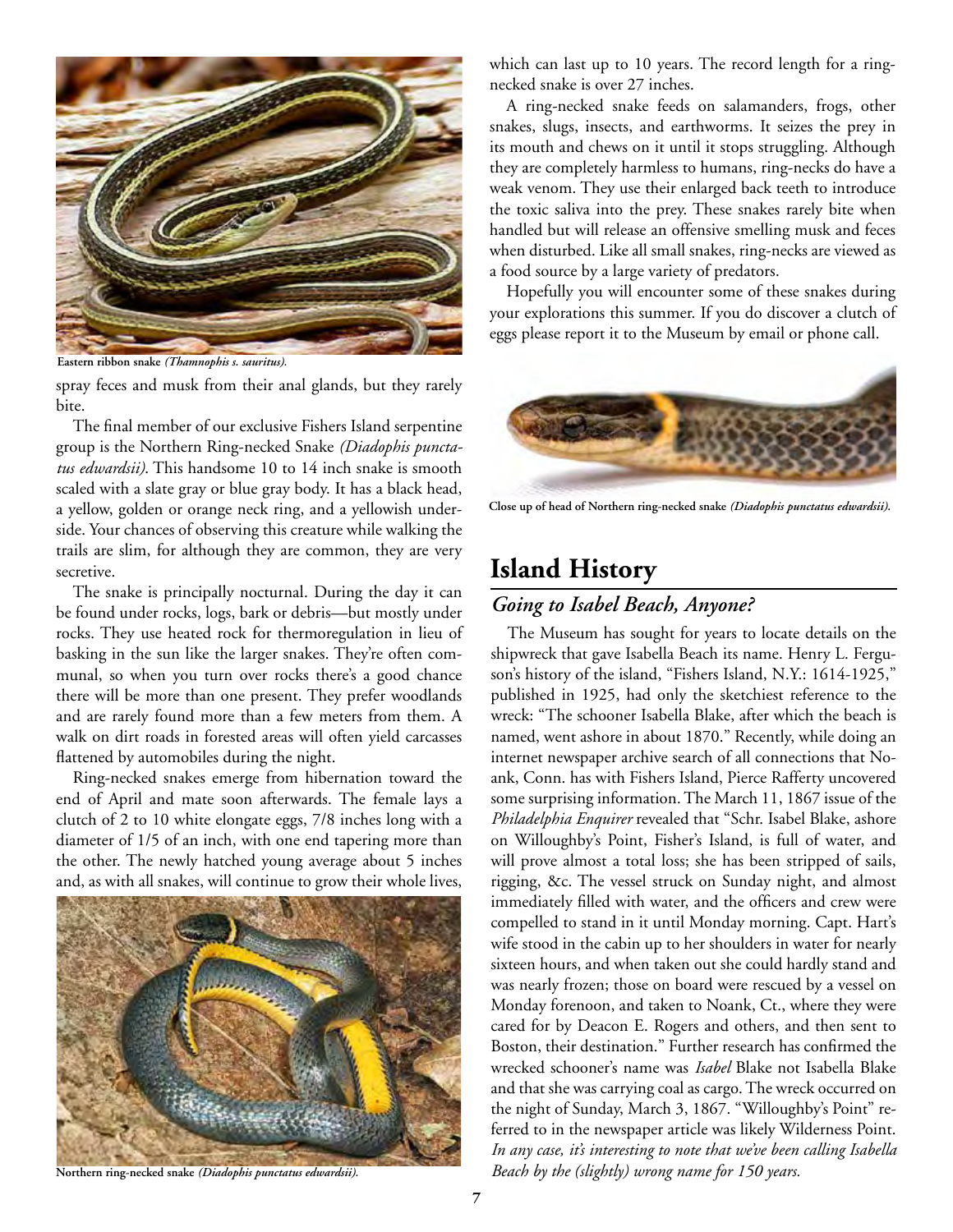Eastern ribbon snake *(Thamnophis s. sauritus).*

spray feces and musk from their anal glands, but they rarely bite.

The final member of our exclusive Fishers Island serpentine group is the Northern Ring-necked Snake *(Diadophis punctatus edwardsii)*. This handsome 10 to 14 inch snake is smooth scaled with a slate gray or blue gray body. It has a black head, a yellow, golden or orange neck ring, and a yellowish underside. Your chances of observing this creature while walking the trails are slim, for although they are common, they are very secretive.

The snake is principally nocturnal. During the day it can be found under rocks, logs, bark or debris—but mostly under rocks. They use heated rock for thermoregulation in lieu of basking in the sun like the larger snakes. They're often communal, so when you turn over rocks there's a good chance there will be more than one present. They prefer woodlands and are rarely found more than a few meters from them. A walk on dirt roads in forested areas will often yield carcasses flattened by automobiles during the night.

Ring-necked snakes emerge from hibernation toward the end of April and mate soon afterwards. The female lays a clutch of 2 to 10 white elongate eggs, 7/8 inches long with a diameter of 1/5 of an inch, with one end tapering more than the other. The newly hatched young average about 5 inches and, as with all snakes, will continue to grow their whole lives, which can last up to 10 years. The record length for a ring-necked snake is over 27 inches.

Northern ring-necked snake *(Diadophis punctatus edwardsii).*

A ring-necked snake feeds on salamanders, frogs, other snakes, slugs, insects, and earthworms. It seizes the prey in its mouth and chews on it until it stops struggling. Although they are completely harmless to humans, ring-necks do have a weak venom. They use their enlarged back teeth to introduce the toxic saliva into the prey. These snakes rarely bite when handled but will release an offensive smelling musk and feces when disturbed. Like all small snakes, ring-necks are viewed as a food source by a large variety of predators.

Hopefully you will encounter some of these snakes during your explorations this summer. If you do discover a clutch of eggs please report it to the Museum by email or phone call.

Close up of head of Northern ring-necked snake *(Diadophis punctatus edwardsii).*

# Island History

## *Going to Isabel Beach, Anyone?*

The Museum has sought for years to locate details on the shipwreck that gave Isabella Beach its name. Henry L. Ferguson's history of the island, "Fishers Island, N.Y.: 1614-1925," published in 1925, had only the sketchiest reference to the wreck: "The schooner Isabella Blake, after which the beach is named, went ashore in about 1870." Recently, while doing an internet newspaper archive search of all connections that Noank, Conn. has with Fishers Island, Pierce Rafferty uncovered some surprising information. The March 11, 1867 issue of the *Philadelphia Enquirer* revealed that "Schr. Isabel Blake, ashore on Willoughby's Point, Fisher's Island, is full of water, and will prove almost a total loss; she has been stripped of sails, rigging, &c. The vessel struck on Sunday night, and almost immediately filled with water, and the officers and crew were compelled to stand in it until Monday morning. Capt. Hart's wife stood in the cabin up to her shoulders in water for nearly sixteen hours, and when taken out she could hardly stand and was nearly frozen; those on board were rescued by a vessel on Monday forenoon, and taken to Noank, Ct., where they were cared for by Deacon E. Rogers and others, and then sent to Boston, their destination." Further research has confirmed the wrecked schooner's name was *Isabel* Blake not Isabella Blake and that she was carrying coal as cargo. The wreck occurred on the night of Sunday, March 3, 1867. "Willoughby's Point" referred to in the newspaper article was likely Wilderness Point. *In any case, it's interesting to note that we've been calling Isabella Beach by the (slightly) wrong name for 150 years.*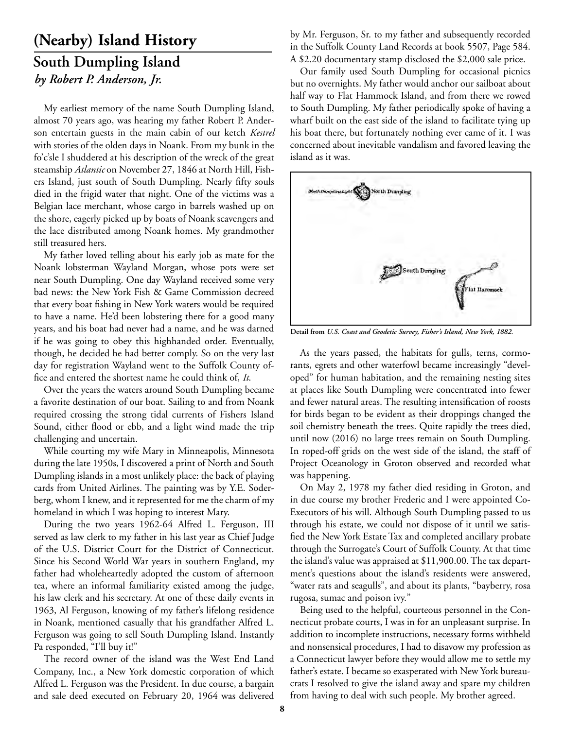# (Nearby) Island History

## South Dumpling Island

***by Robert P. Anderson, Jr.***

My earliest memory of the name South Dumpling Island, almost 70 years ago, was hearing my father Robert P. Anderson entertain guests in the main cabin of our ketch *Kestrel* with stories of the olden days in Noank. From my bunk in the fo'c'sle I shuddered at his description of the wreck of the great steamship *Atlantic* on November 27, 1846 at North Hill, Fishers Island, just south of South Dumpling. Nearly fifty souls died in the frigid water that night. One of the victims was a Belgian lace merchant, whose cargo in barrels washed up on the shore, eagerly picked up by boats of Noank scavengers and the lace distributed among Noank homes. My grandmother still treasured hers.

My father loved telling about his early job as mate for the Noank lobsterman Wayland Morgan, whose pots were set near South Dumpling. One day Wayland received some very bad news: the New York Fish & Game Commission decreed that every boat fishing in New York waters would be required to have a name. He'd been lobstering there for a good many years, and his boat had never had a name, and he was darned if he was going to obey this highhanded order. Eventually, though, he decided he had better comply. So on the very last day for registration Wayland went to the Suffolk County office and entered the shortest name he could think of, *It*.

Over the years the waters around South Dumpling became a favorite destination of our boat. Sailing to and from Noank required crossing the strong tidal currents of Fishers Island Sound, either flood or ebb, and a light wind made the trip challenging and uncertain.

While courting my wife Mary in Minneapolis, Minnesota during the late 1950s, I discovered a print of North and South Dumpling islands in a most unlikely place: the back of playing cards from United Airlines. The painting was by Y.E. Soderberg, whom I knew, and it represented for me the charm of my homeland in which I was hoping to interest Mary.

During the two years 1962-64 Alfred L. Ferguson, III served as law clerk to my father in his last year as Chief Judge of the U.S. District Court for the District of Connecticut. Since his Second World War years in southern England, my father had wholeheartedly adopted the custom of afternoon tea, where an informal familiarity existed among the judge, his law clerk and his secretary. At one of these daily events in 1963, Al Ferguson, knowing of my father's lifelong residence in Noank, mentioned casually that his grandfather Alfred L. Ferguson was going to sell South Dumpling Island. Instantly Pa responded, "I'll buy it!"

The record owner of the island was the West End Land Company, Inc., a New York domestic corporation of which Alfred L. Ferguson was the President. In due course, a bargain and sale deed executed on February 20, 1964 was delivered by Mr. Ferguson, Sr. to my father and subsequently recorded in the Suffolk County Land Records at book 5507, Page 584. A $2.20 documentary stamp disclosed the $2,000 sale price.

Our family used South Dumpling for occasional picnics but no overnights. My father would anchor our sailboat about half way to Flat Hammock Island, and from there we rowed to South Dumpling. My father periodically spoke of having a wharf built on the east side of the island to facilitate tying up his boat there, but fortunately nothing ever came of it. I was concerned about inevitable vandalism and favored leaving the island as it was.

North Dumpling Light
North Dumpling
South Dumpling
Flat Hammock

**Detail from** ***U.S. Coast and Geodetic Survey, Fisher's Island, New York, 1882.***

As the years passed, the habitats for gulls, terns, cormorants, egrets and other waterfowl became increasingly "developed" for human habitation, and the remaining nesting sites at places like South Dumpling were concentrated into fewer and fewer natural areas. The resulting intensification of roosts for birds began to be evident as their droppings changed the soil chemistry beneath the trees. Quite rapidly the trees died, until now (2016) no large trees remain on South Dumpling. In roped-off grids on the west side of the island, the staff of Project Oceanology in Groton observed and recorded what was happening.

On May 2, 1978 my father died residing in Groton, and in due course my brother Frederic and I were appointed Co-Executors of his will. Although South Dumpling passed to us through his estate, we could not dispose of it until we satisfied the New York Estate Tax and completed ancillary probate through the Surrogate's Court of Suffolk County. At that time the island's value was appraised at $11,900.00. The tax department's questions about the island's residents were answered, "water rats and seagulls", and about its plants, "bayberry, rosa rugosa, sumac and poison ivy."

Being used to the helpful, courteous personnel in the Connecticut probate courts, I was in for an unpleasant surprise. In addition to incomplete instructions, necessary forms withheld and nonsensical procedures, I had to disavow my profession as a Connecticut lawyer before they would allow me to settle my father's estate. I became so exasperated with New York bureaucrats I resolved to give the island away and spare my children from having to deal with such people. My brother agreed.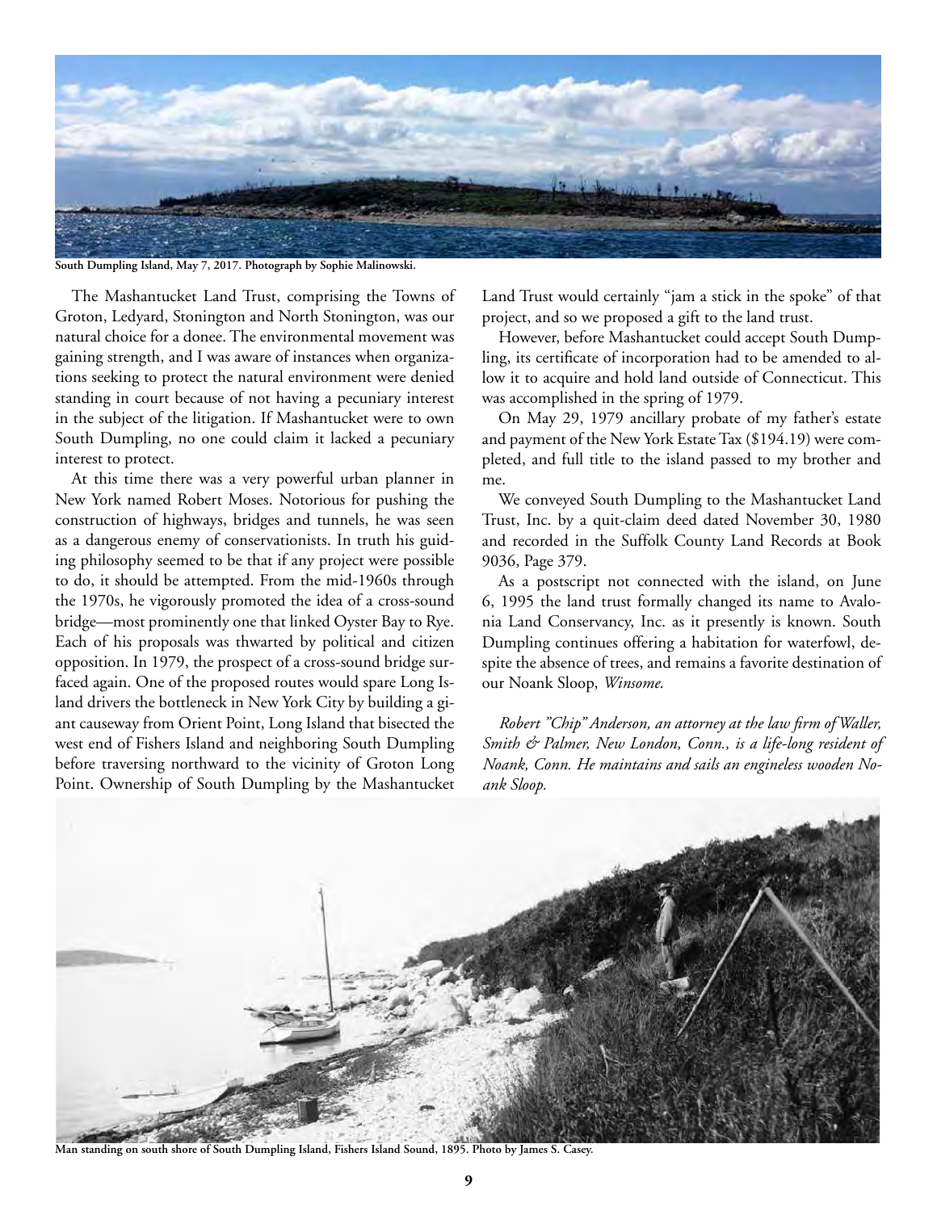South Dumpling Island, May 7, 2017. Photograph by Sophie Malinowski.

The Mashantucket Land Trust, comprising the Towns of Groton, Ledyard, Stonington and North Stonington, was our natural choice for a donee. The environmental movement was gaining strength, and I was aware of instances when organizations seeking to protect the natural environment were denied standing in court because of not having a pecuniary interest in the subject of the litigation. If Mashantucket were to own South Dumpling, no one could claim it lacked a pecuniary interest to protect.

At this time there was a very powerful urban planner in New York named Robert Moses. Notorious for pushing the construction of highways, bridges and tunnels, he was seen as a dangerous enemy of conservationists. In truth his guiding philosophy seemed to be that if any project were possible to do, it should be attempted. From the mid-1960s through the 1970s, he vigorously promoted the idea of a cross-sound bridge—most prominently one that linked Oyster Bay to Rye. Each of his proposals was thwarted by political and citizen opposition. In 1979, the prospect of a cross-sound bridge surfaced again. One of the proposed routes would spare Long Island drivers the bottleneck in New York City by building a giant causeway from Orient Point, Long Island that bisected the west end of Fishers Island and neighboring South Dumpling before traversing northward to the vicinity of Groton Long Point. Ownership of South Dumpling by the Mashantucket Land Trust would certainly "jam a stick in the spoke" of that project, and so we proposed a gift to the land trust.

However, before Mashantucket could accept South Dumpling, its certificate of incorporation had to be amended to allow it to acquire and hold land outside of Connecticut. This was accomplished in the spring of 1979.

On May 29, 1979 ancillary probate of my father's estate and payment of the New York Estate Tax ($194.19) were completed, and full title to the island passed to my brother and me.

We conveyed South Dumpling to the Mashantucket Land Trust, Inc. by a quit-claim deed dated November 30, 1980 and recorded in the Suffolk County Land Records at Book 9036, Page 379.

As a postscript not connected with the island, on June 6, 1995 the land trust formally changed its name to Avalonia Land Conservancy, Inc. as it presently is known. South Dumpling continues offering a habitation for waterfowl, despite the absence of trees, and remains a favorite destination of our Noank Sloop, *Winsome*.

*Robert "Chip" Anderson, an attorney at the law firm of Waller, Smith & Palmer, New London, Conn., is a life-long resident of Noank, Conn. He maintains and sails an engineless wooden Noank Sloop.*

Man standing on south shore of South Dumpling Island, Fishers Island Sound, 1895. Photo by James S. Casey.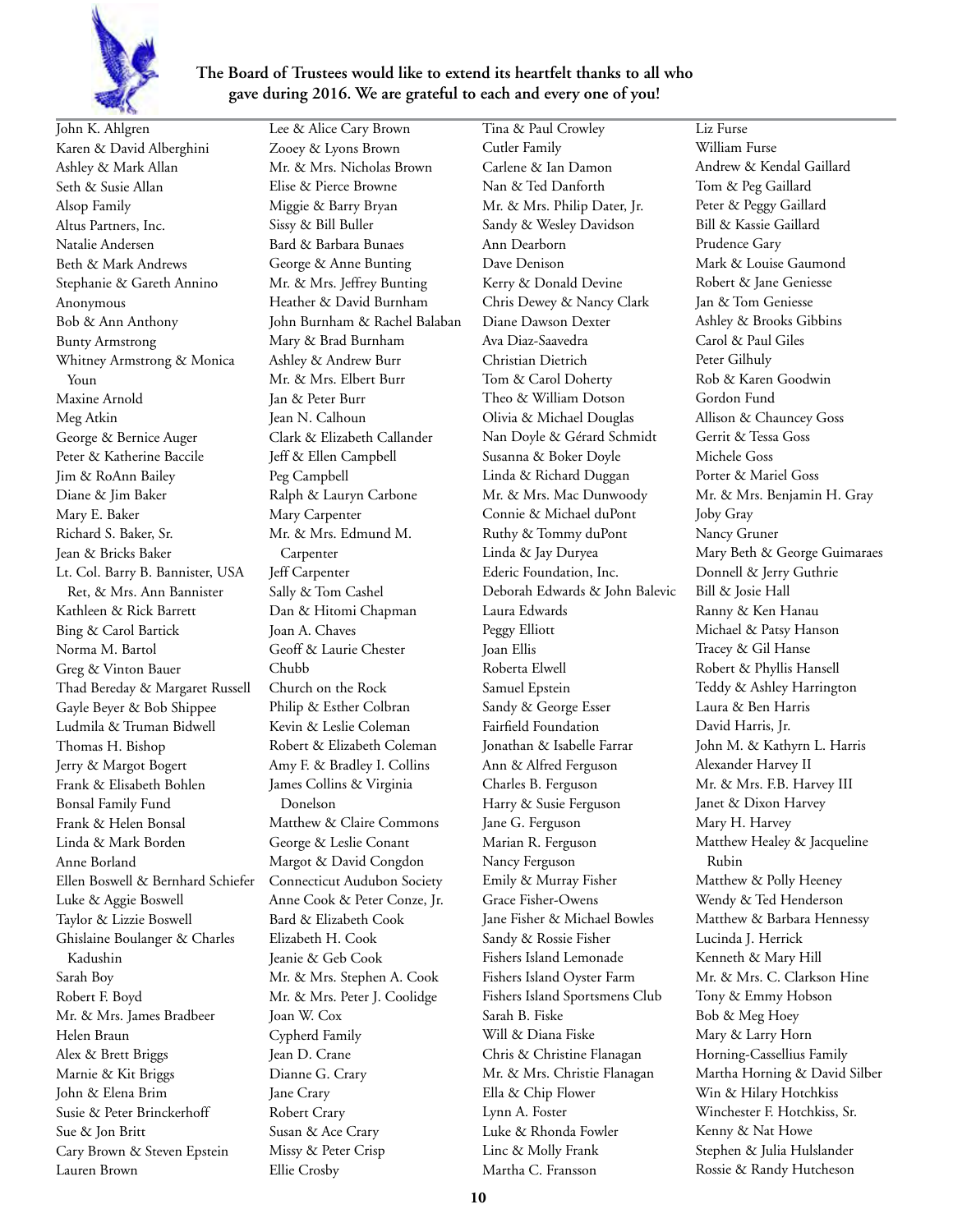**The Board of Trustees would like to extend its heartfelt thanks to all who gave during 2016. We are grateful to each and every one of you!**

John K. Ahlgren
Karen & David Alberghini
Ashley & Mark Allan
Seth & Susie Allan
Alsop Family
Altus Partners, Inc.
Natalie Andersen
Beth & Mark Andrews
Stephanie & Gareth Annino
Anonymous
Bob & Ann Anthony
Bunty Armstrong
Whitney Armstrong & Monica Youn
Maxine Arnold
Meg Atkin
George & Bernice Auger
Peter & Katherine Baccile
Jim & RoAnn Bailey
Diane & Jim Baker
Mary E. Baker
Richard S. Baker, Sr.
Jean & Bricks Baker
Lt. Col. Barry B. Bannister, USA Ret, & Mrs. Ann Bannister
Kathleen & Rick Barrett
Bing & Carol Bartick
Norma M. Bartol
Greg & Vinton Bauer
Thad Bereday & Margaret Russell
Gayle Beyer & Bob Shippee
Ludmila & Truman Bidwell
Thomas H. Bishop
Jerry & Margot Bogert
Frank & Elisabeth Bohlen
Bonsal Family Fund
Frank & Helen Bonsal
Linda & Mark Borden
Anne Borland
Ellen Boswell & Bernhard Schiefer
Luke & Aggie Boswell
Taylor & Lizzie Boswell
Ghislaine Boulanger & Charles Kadushin
Sarah Boy
Robert F. Boyd
Mr. & Mrs. James Bradbeer
Helen Braun
Alex & Brett Briggs
Marnie & Kit Briggs
John & Elena Brim
Susie & Peter Brinckerhoff
Sue & Jon Britt
Cary Brown & Steven Epstein
Lauren Brown
Lee & Alice Cary Brown
Zooey & Lyons Brown
Mr. & Mrs. Nicholas Brown
Elise & Pierce Browne
Miggie & Barry Bryan
Sissy & Bill Buller
Bard & Barbara Bunaes
George & Anne Bunting
Mr. & Mrs. Jeffrey Bunting
Heather & David Burnham
John Burnham & Rachel Balaban
Mary & Brad Burnham
Ashley & Andrew Burr
Mr. & Mrs. Elbert Burr
Jan & Peter Burr
Jean N. Calhoun
Clark & Elizabeth Callander
Jeff & Ellen Campbell
Peg Campbell
Ralph & Lauryn Carbone
Mary Carpenter
Mr. & Mrs. Edmund M. Carpenter
Jeff Carpenter
Sally & Tom Cashel
Dan & Hitomi Chapman
Joan A. Chaves
Geoff & Laurie Chester
Chubb
Church on the Rock
Philip & Esther Colbran
Kevin & Leslie Coleman
Robert & Elizabeth Coleman
Amy F. & Bradley I. Collins
James Collins & Virginia Donelson
Matthew & Claire Commons
George & Leslie Conant
Margot & David Congdon
Connecticut Audubon Society
Anne Cook & Peter Conze, Jr.
Bard & Elizabeth Cook
Elizabeth H. Cook
Jeanie & Geb Cook
Mr. & Mrs. Stephen A. Cook
Mr. & Mrs. Peter J. Coolidge
Joan W. Cox
Cypherd Family
Jean D. Crane
Dianne G. Crary
Jane Crary
Robert Crary
Susan & Ace Crary
Missy & Peter Crisp
Ellie Crosby
Tina & Paul Crowley
Cutler Family
Carlene & Ian Damon
Nan & Ted Danforth
Mr. & Mrs. Philip Dater, Jr.
Sandy & Wesley Davidson
Ann Dearborn
Dave Denison
Kerry & Donald Devine
Chris Dewey & Nancy Clark
Diane Dawson Dexter
Ava Diaz-Saavedra
Christian Dietrich
Tom & Carol Doherty
Theo & William Dotson
Olivia & Michael Douglas
Nan Doyle & Gérard Schmidt
Susanna & Boker Doyle
Linda & Richard Duggan
Mr. & Mrs. Mac Dunwoody
Connie & Michael duPont
Ruthy & Tommy duPont
Linda & Jay Duryea
Ederic Foundation, Inc.
Deborah Edwards & John Balevic
Laura Edwards
Peggy Elliott
Joan Ellis
Roberta Elwell
Samuel Epstein
Sandy & George Esser
Fairfield Foundation
Jonathan & Isabelle Farrar
Ann & Alfred Ferguson
Charles B. Ferguson
Harry & Susie Ferguson
Jane G. Ferguson
Marian R. Ferguson
Nancy Ferguson
Emily & Murray Fisher
Grace Fisher-Owens
Jane Fisher & Michael Bowles
Sandy & Rossie Fisher
Fishers Island Lemonade
Fishers Island Oyster Farm
Fishers Island Sportsmens Club
Sarah B. Fiske
Will & Diana Fiske
Chris & Christine Flanagan
Mr. & Mrs. Christie Flanagan
Ella & Chip Flower
Lynn A. Foster
Luke & Rhonda Fowler
Linc & Molly Frank
Martha C. Fransson
Liz Furse
William Furse
Andrew & Kendal Gaillard
Tom & Peg Gaillard
Peter & Peggy Gaillard
Bill & Kassie Gaillard
Prudence Gary
Mark & Louise Gaumond
Robert & Jane Geniesse
Jan & Tom Geniesse
Ashley & Brooks Gibbins
Carol & Paul Giles
Peter Gilhuly
Rob & Karen Goodwin
Gordon Fund
Allison & Chauncey Goss
Gerrit & Tessa Goss
Michele Goss
Porter & Mariel Goss
Mr. & Mrs. Benjamin H. Gray
Joby Gray
Nancy Gruner
Mary Beth & George Guimaraes
Donnell & Jerry Guthrie
Bill & Josie Hall
Ranny & Ken Hanau
Michael & Patsy Hanson
Tracey & Gil Hanse
Robert & Phyllis Hansell
Teddy & Ashley Harrington
Laura & Ben Harris
David Harris, Jr.
John M. & Kathyrn L. Harris
Alexander Harvey II
Mr. & Mrs. F.B. Harvey III
Janet & Dixon Harvey
Mary H. Harvey
Matthew Healey & Jacqueline Rubin
Matthew & Polly Heeney
Wendy & Ted Henderson
Matthew & Barbara Hennessy
Lucinda J. Herrick
Kenneth & Mary Hill
Mr. & Mrs. C. Clarkson Hine
Tony & Emmy Hobson
Bob & Meg Hoey
Mary & Larry Horn
Horning-Cassellius Family
Martha Horning & David Silber
Win & Hilary Hotchkiss
Winchester F. Hotchkiss, Sr.
Kenny & Nat Howe
Stephen & Julia Hulslander
Rossie & Randy Hutcheson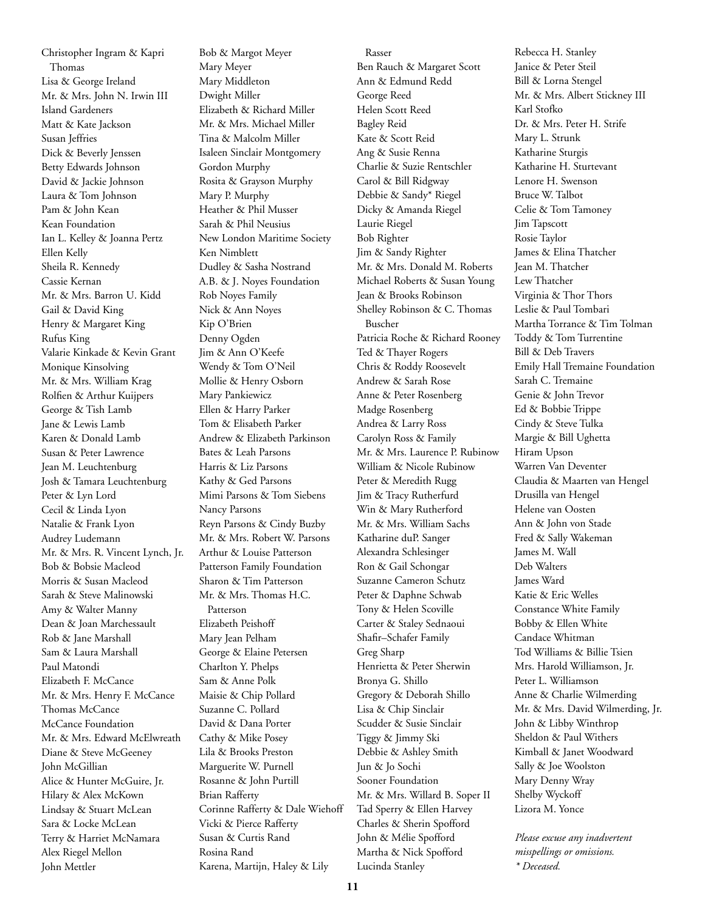Christopher Ingram & Kapri Thomas
Lisa & George Ireland
Mr. & Mrs. John N. Irwin III
Island Gardeners
Matt & Kate Jackson
Susan Jeffries
Dick & Beverly Jenssen
Betty Edwards Johnson
David & Jackie Johnson
Laura & Tom Johnson
Pam & John Kean
Kean Foundation
Ian L. Kelley & Joanna Pertz
Ellen Kelly
Sheila R. Kennedy
Cassie Kernan
Mr. & Mrs. Barron U. Kidd
Gail & David King
Henry & Margaret King
Rufus King
Valarie Kinkade & Kevin Grant
Monique Kinsolving
Mr. & Mrs. William Krag
Rolfien & Arthur Kuijpers
George & Tish Lamb
Jane & Lewis Lamb
Karen & Donald Lamb
Susan & Peter Lawrence
Jean M. Leuchtenburg
Josh & Tamara Leuchtenburg
Peter & Lyn Lord
Cecil & Linda Lyon
Natalie & Frank Lyon
Audrey Ludemann
Mr. & Mrs. R. Vincent Lynch, Jr.
Bob & Bobsie Macleod
Morris & Susan Macleod
Sarah & Steve Malinowski
Amy & Walter Manny
Dean & Joan Marchessault
Rob & Jane Marshall
Sam & Laura Marshall
Paul Matondi
Elizabeth F. McCance
Mr. & Mrs. Henry F. McCance
Thomas McCance
McCance Foundation
Mr. & Mrs. Edward McElwreath
Diane & Steve McGeeney
John McGillian
Alice & Hunter McGuire, Jr.
Hilary & Alex McKown
Lindsay & Stuart McLean
Sara & Locke McLean
Terry & Harriet McNamara
Alex Riegel Mellon
John Mettler
Bob & Margot Meyer
Mary Meyer
Mary Middleton
Dwight Miller
Elizabeth & Richard Miller
Mr. & Mrs. Michael Miller
Tina & Malcolm Miller
Isaleen Sinclair Montgomery
Gordon Murphy
Rosita & Grayson Murphy
Mary P. Murphy
Heather & Phil Musser
Sarah & Phil Neusius
New London Maritime Society
Ken Nimblett
Dudley & Sasha Nostrand
A.B. & J. Noyes Foundation
Rob Noyes Family
Nick & Ann Noyes
Kip O'Brien
Denny Ogden
Jim & Ann O'Keefe
Wendy & Tom O'Neil
Mollie & Henry Osborn
Mary Pankiewicz
Ellen & Harry Parker
Tom & Elisabeth Parker
Andrew & Elizabeth Parkinson
Bates & Leah Parsons
Harris & Liz Parsons
Kathy & Ged Parsons
Mimi Parsons & Tom Siebens
Nancy Parsons
Reyn Parsons & Cindy Buzby
Mr. & Mrs. Robert W. Parsons
Arthur & Louise Patterson
Patterson Family Foundation
Sharon & Tim Patterson
Mr. & Mrs. Thomas H.C. Patterson
Elizabeth Peishoff
Mary Jean Pelham
George & Elaine Petersen
Charlton Y. Phelps
Sam & Anne Polk
Maisie & Chip Pollard
Suzanne C. Pollard
David & Dana Porter
Cathy & Mike Posey
Lila & Brooks Preston
Marguerite W. Purnell
Rosanne & John Purtill
Brian Rafferty
Corinne Rafferty & Dale Wiehoff
Vicki & Pierce Rafferty
Susan & Curtis Rand
Rosina Rand
Karena, Martijn, Haley & Lily Rasser
Ben Rauch & Margaret Scott
Ann & Edmund Redd
George Reed
Helen Scott Reed
Bagley Reid
Kate & Scott Reid
Ang & Susie Renna
Charlie & Suzie Rentschler
Carol & Bill Ridgway
Debbie & Sandy* Riegel
Dicky & Amanda Riegel
Laurie Riegel
Bob Righter
Jim & Sandy Righter
Mr. & Mrs. Donald M. Roberts
Michael Roberts & Susan Young
Jean & Brooks Robinson
Shelley Robinson & C. Thomas Buscher
Patricia Roche & Richard Rooney
Ted & Thayer Rogers
Chris & Roddy Roosevelt
Andrew & Sarah Rose
Anne & Peter Rosenberg
Madge Rosenberg
Andrea & Larry Ross
Carolyn Ross & Family
Mr. & Mrs. Laurence P. Rubinow
William & Nicole Rubinow
Peter & Meredith Rugg
Jim & Tracy Rutherfurd
Win & Mary Rutherford
Mr. & Mrs. William Sachs
Katharine duP. Sanger
Alexandra Schlesinger
Ron & Gail Schongar
Suzanne Cameron Schutz
Peter & Daphne Schwab
Tony & Helen Scoville
Carter & Staley Sednaoui
Shafir–Schafer Family
Greg Sharp
Henrietta & Peter Sherwin
Bronya G. Shillo
Gregory & Deborah Shillo
Lisa & Chip Sinclair
Scudder & Susie Sinclair
Tiggy & Jimmy Ski
Debbie & Ashley Smith
Jun & Jo Sochi
Sooner Foundation
Mr. & Mrs. Willard B. Soper II
Tad Sperry & Ellen Harvey
Charles & Sherin Spofford
John & Mélie Spofford
Martha & Nick Spofford
Lucinda Stanley
Rebecca H. Stanley
Janice & Peter Steil
Bill & Lorna Stengel
Mr. & Mrs. Albert Stickney III
Karl Stofko
Dr. & Mrs. Peter H. Strife
Mary L. Strunk
Katharine Sturgis
Katharine H. Sturtevant
Lenore H. Swenson
Bruce W. Talbot
Celie & Tom Tamoney
Jim Tapscott
Rosie Taylor
James & Elina Thatcher
Jean M. Thatcher
Lew Thatcher
Virginia & Thor Thors
Leslie & Paul Tombari
Martha Torrance & Tim Tolman
Toddy & Tom Turrentine
Bill & Deb Travers
Emily Hall Tremaine Foundation
Sarah C. Tremaine
Genie & John Trevor
Ed & Bobbie Trippe
Cindy & Steve Tulka
Margie & Bill Ughetta
Hiram Upson
Warren Van Deventer
Claudia & Maarten van Hengel
Drusilla van Hengel
Helene van Oosten
Ann & John von Stade
Fred & Sally Wakeman
James M. Wall
Deb Walters
James Ward
Katie & Eric Welles
Constance White Family
Bobby & Ellen White
Candace Whitman
Tod Williams & Billie Tsien
Mrs. Harold Williamson, Jr.
Peter L. Williamson
Anne & Charlie Wilmerding
Mr. & Mrs. David Wilmerding, Jr.
John & Libby Winthrop
Sheldon & Paul Withers
Kimball & Janet Woodward
Sally & Joe Woolston
Mary Denny Wray
Shelby Wyckoff
Lizora M. Yonce

*Please excuse any inadvertent misspellings or omissions.*
*\* Deceased.*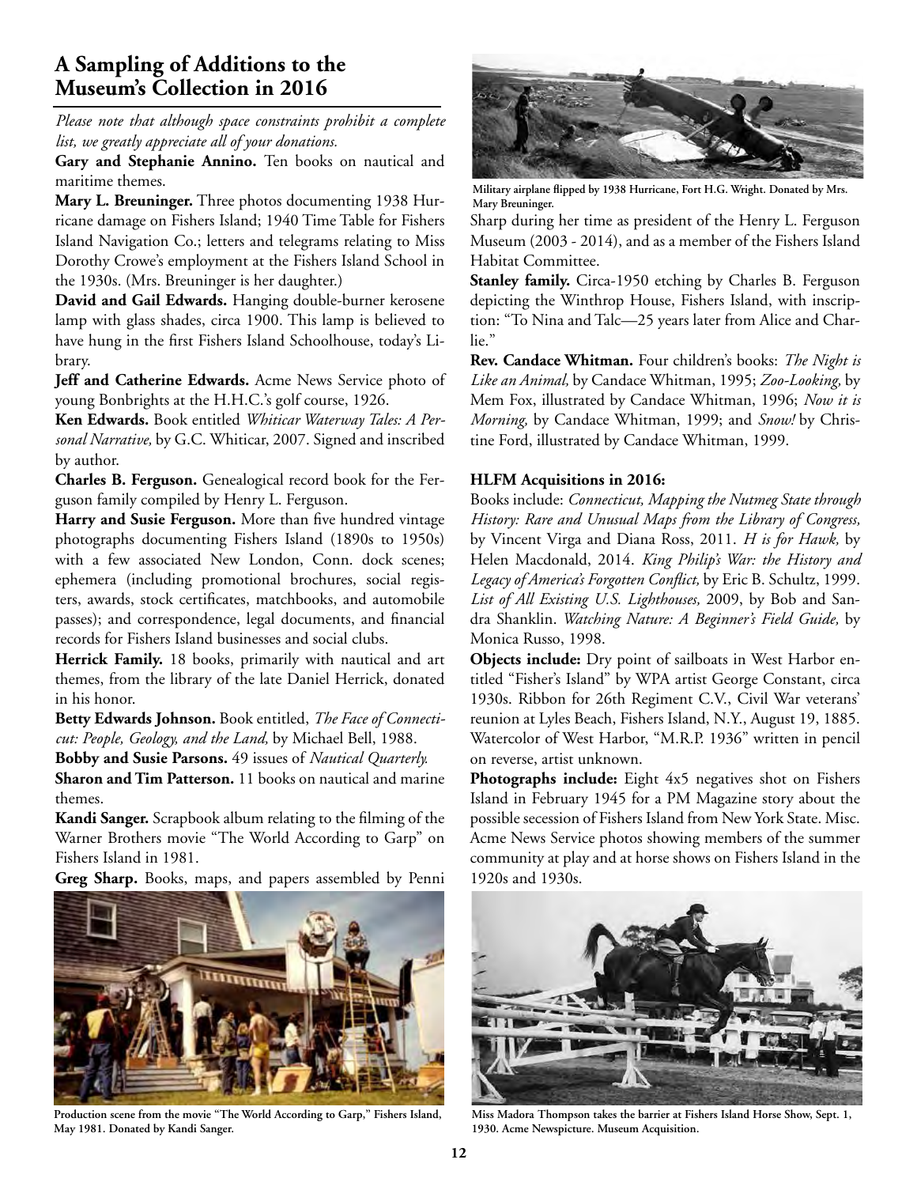## A Sampling of Additions to the Museum's Collection in 2016

*Please note that although space constraints prohibit a complete list, we greatly appreciate all of your donations.*

**Gary and Stephanie Annino.** Ten books on nautical and maritime themes.

**Mary L. Breuninger.** Three photos documenting 1938 Hurricane damage on Fishers Island; 1940 Time Table for Fishers Island Navigation Co.; letters and telegrams relating to Miss Dorothy Crowe's employment at the Fishers Island School in the 1930s. (Mrs. Breuninger is her daughter.)

**David and Gail Edwards.** Hanging double-burner kerosene lamp with glass shades, circa 1900. This lamp is believed to have hung in the first Fishers Island Schoolhouse, today's Library.

**Jeff and Catherine Edwards.** Acme News Service photo of young Bonbrights at the H.H.C.'s golf course, 1926.

**Ken Edwards.** Book entitled *Whiticar Waterway Tales: A Personal Narrative,* by G.C. Whiticar, 2007. Signed and inscribed by author.

**Charles B. Ferguson.** Genealogical record book for the Ferguson family compiled by Henry L. Ferguson.

**Harry and Susie Ferguson.** More than five hundred vintage photographs documenting Fishers Island (1890s to 1950s) with a few associated New London, Conn. dock scenes; ephemera (including promotional brochures, social registers, awards, stock certificates, matchbooks, and automobile passes); and correspondence, legal documents, and financial records for Fishers Island businesses and social clubs.

**Herrick Family.** 18 books, primarily with nautical and art themes, from the library of the late Daniel Herrick, donated in his honor.

**Betty Edwards Johnson.** Book entitled, *The Face of Connecticut: People, Geology, and the Land,* by Michael Bell, 1988.

**Bobby and Susie Parsons.** 49 issues of *Nautical Quarterly.*

**Sharon and Tim Patterson.** 11 books on nautical and marine themes.

**Kandi Sanger.** Scrapbook album relating to the filming of the Warner Brothers movie "The World According to Garp" on Fishers Island in 1981.

**Greg Sharp.** Books, maps, and papers assembled by Penni Sharp during her time as president of the Henry L. Ferguson Museum (2003 - 2014), and as a member of the Fishers Island Habitat Committee.

Production scene from the movie "The World According to Garp," Fishers Island, May 1981. Donated by Kandi Sanger.

Military airplane flipped by 1938 Hurricane, Fort H.G. Wright. Donated by Mrs. Mary Breuninger.

**Stanley family.** Circa-1950 etching by Charles B. Ferguson depicting the Winthrop House, Fishers Island, with inscription: "To Nina and Talc—25 years later from Alice and Charlie."

**Rev. Candace Whitman.** Four children's books: *The Night is Like an Animal,* by Candace Whitman, 1995; *Zoo-Looking,* by Mem Fox, illustrated by Candace Whitman, 1996; *Now it is Morning,* by Candace Whitman, 1999; and *Snow!* by Christine Ford, illustrated by Candace Whitman, 1999.

### HLFM Acquisitions in 2016:

Books include: *Connecticut, Mapping the Nutmeg State through History: Rare and Unusual Maps from the Library of Congress,* by Vincent Virga and Diana Ross, 2011. *H is for Hawk,* by Helen Macdonald, 2014. *King Philip's War: the History and Legacy of America's Forgotten Conflict,* by Eric B. Schultz, 1999. *List of All Existing U.S. Lighthouses,* 2009, by Bob and Sandra Shanklin. *Watching Nature: A Beginner's Field Guide,* by Monica Russo, 1998.

**Objects include:** Dry point of sailboats in West Harbor entitled "Fisher's Island" by WPA artist George Constant, circa 1930s. Ribbon for 26th Regiment C.V., Civil War veterans' reunion at Lyles Beach, Fishers Island, N.Y., August 19, 1885. Watercolor of West Harbor, "M.R.P. 1936" written in pencil on reverse, artist unknown.

**Photographs include:** Eight 4x5 negatives shot on Fishers Island in February 1945 for a PM Magazine story about the possible secession of Fishers Island from New York State. Misc. Acme News Service photos showing members of the summer community at play and at horse shows on Fishers Island in the 1920s and 1930s.

Miss Madora Thompson takes the barrier at Fishers Island Horse Show, Sept. 1, 1930. Acme Newspicture. Museum Acquisition.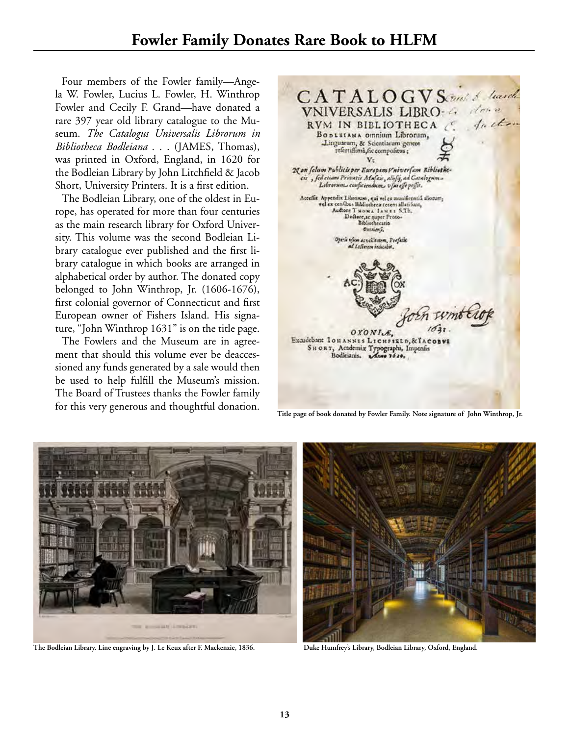# Fowler Family Donates Rare Book to HLFM

Four members of the Fowler family—Angela W. Fowler, Lucius L. Fowler, H. Winthrop Fowler and Cecily F. Grand—have donated a rare 397 year old library catalogue to the Museum. *The Catalogus Universalis Librorum in Bibliotheca Bodleiana* . . . (JAMES, Thomas), was printed in Oxford, England, in 1620 for the Bodleian Library by John Litchfield & Jacob Short, University Printers. It is a first edition.

The Bodleian Library, one of the oldest in Europe, has operated for more than four centuries as the main research library for Oxford University. This volume was the second Bodleian Library catalogue ever published and the first library catalogue in which books are arranged in alphabetical order by author. The donated copy belonged to John Winthrop, Jr. (1606-1676), first colonial governor of Connecticut and first European owner of Fishers Island. His signature, "John Winthrop 1631" is on the title page.

The Fowlers and the Museum are in agreement that should this volume ever be deaccessioned any funds generated by a sale would then be used to help fulfill the Museum's mission. The Board of Trustees thanks the Fowler family for this very generous and thoughtful donation.

Title page of book donated by Fowler Family. Note signature of John Winthrop, Jr.

The Bodleian Library. Line engraving by J. Le Keux after F. Mackenzie, 1836.

Duke Humfrey's Library, Bodleian Library, Oxford, England.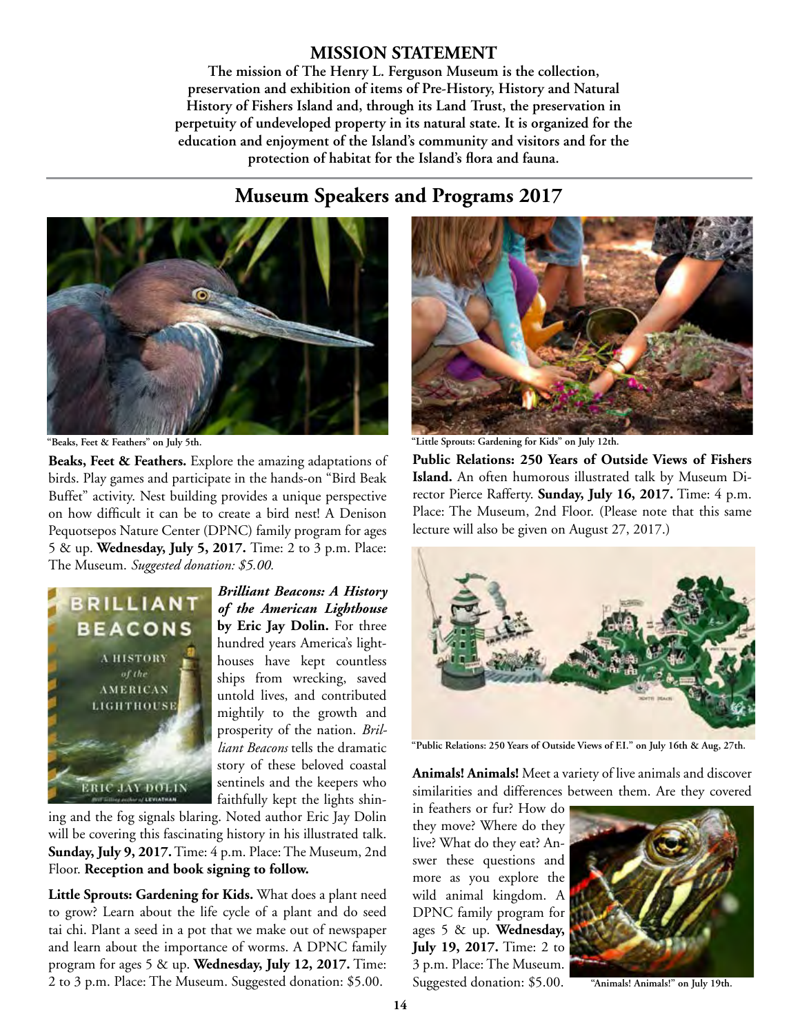## MISSION STATEMENT

**The mission of The Henry L. Ferguson Museum is the collection, preservation and exhibition of items of Pre-History, History and Natural History of Fishers Island and, through its Land Trust, the preservation in perpetuity of undeveloped property in its natural state. It is organized for the education and enjoyment of the Island's community and visitors and for the protection of habitat for the Island's flora and fauna.**

# Museum Speakers and Programs 2017

"Beaks, Feet & Feathers" on July 5th.

**Beaks, Feet & Feathers.** Explore the amazing adaptations of birds. Play games and participate in the hands-on "Bird Beak Buffet" activity. Nest building provides a unique perspective on how difficult it can be to create a bird nest! A Denison Pequotsepos Nature Center (DPNC) family program for ages 5 & up. **Wednesday, July 5, 2017.** Time: 2 to 3 p.m. Place: The Museum. *Suggested donation: $5.00.*

***Brilliant Beacons: A History of the American Lighthouse* by Eric Jay Dolin.** For three hundred years America's lighthouses have kept countless ships from wrecking, saved untold lives, and contributed mightily to the growth and prosperity of the nation. *Brilliant Beacons* tells the dramatic story of these beloved coastal sentinels and the keepers who faithfully kept the lights shining and the fog signals blaring. Noted author Eric Jay Dolin will be covering this fascinating history in his illustrated talk. **Sunday, July 9, 2017.** Time: 4 p.m. Place: The Museum, 2nd Floor. **Reception and book signing to follow.**

**Little Sprouts: Gardening for Kids.** What does a plant need to grow? Learn about the life cycle of a plant and do seed tai chi. Plant a seed in a pot that we make out of newspaper and learn about the importance of worms. A DPNC family program for ages 5 & up. **Wednesday, July 12, 2017.** Time: 2 to 3 p.m. Place: The Museum. Suggested donation: $5.00.

"Little Sprouts: Gardening for Kids" on July 12th.

**Public Relations: 250 Years of Outside Views of Fishers Island.** An often humorous illustrated talk by Museum Director Pierce Rafferty. **Sunday, July 16, 2017.** Time: 4 p.m. Place: The Museum, 2nd Floor. (Please note that this same lecture will also be given on August 27, 2017.)

"Public Relations: 250 Years of Outside Views of F.I." on July 16th & Aug, 27th.

**Animals! Animals!** Meet a variety of live animals and discover similarities and differences between them. Are they covered in feathers or fur? How do they move? Where do they live? What do they eat? Answer these questions and more as you explore the wild animal kingdom. A DPNC family program for ages 5 & up. **Wednesday, July 19, 2017.** Time: 2 to 3 p.m. Place: The Museum. Suggested donation: $5.00.

"Animals! Animals!" on July 19th.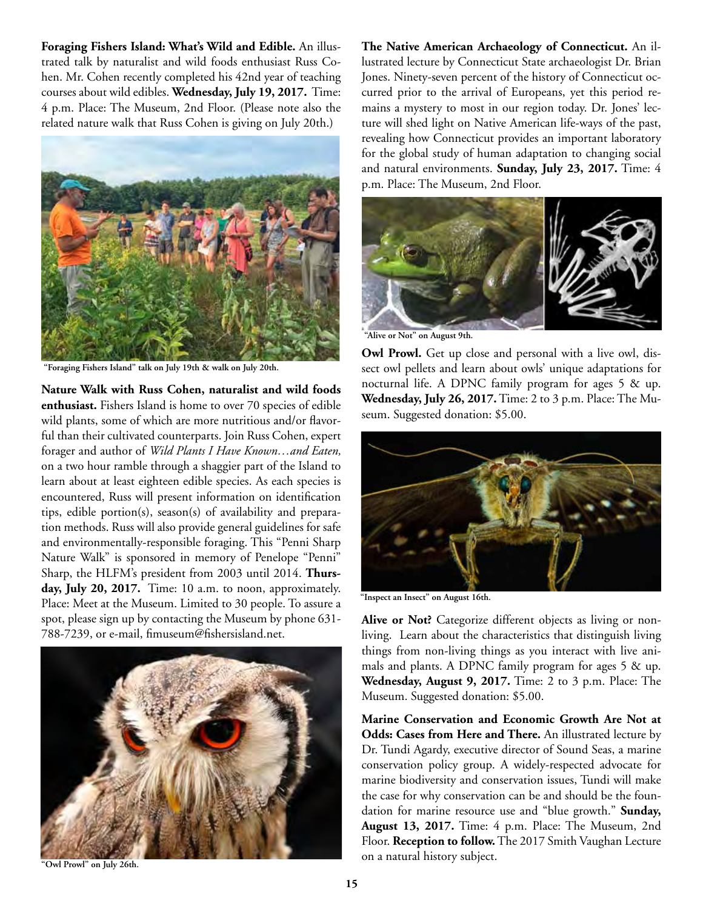**Foraging Fishers Island: What's Wild and Edible.** An illustrated talk by naturalist and wild foods enthusiast Russ Cohen. Mr. Cohen recently completed his 42nd year of teaching courses about wild edibles. **Wednesday, July 19, 2017.** Time: 4 p.m. Place: The Museum, 2nd Floor. (Please note also the related nature walk that Russ Cohen is giving on July 20th.)

"Foraging Fishers Island" talk on July 19th & walk on July 20th.

**Nature Walk with Russ Cohen, naturalist and wild foods enthusiast.** Fishers Island is home to over 70 species of edible wild plants, some of which are more nutritious and/or flavorful than their cultivated counterparts. Join Russ Cohen, expert forager and author of *Wild Plants I Have Known…and Eaten,* on a two hour ramble through a shaggier part of the Island to learn about at least eighteen edible species. As each species is encountered, Russ will present information on identification tips, edible portion(s), season(s) of availability and preparation methods. Russ will also provide general guidelines for safe and environmentally-responsible foraging. This "Penni Sharp Nature Walk" is sponsored in memory of Penelope "Penni" Sharp, the HLFM's president from 2003 until 2014. **Thursday, July 20, 2017.** Time: 10 a.m. to noon, approximately. Place: Meet at the Museum. Limited to 30 people. To assure a spot, please sign up by contacting the Museum by phone 631-788-7239, or e-mail, fimuseum@fishersisland.net.

"Owl Prowl" on July 26th.

**The Native American Archaeology of Connecticut.** An illustrated lecture by Connecticut State archaeologist Dr. Brian Jones. Ninety-seven percent of the history of Connecticut occurred prior to the arrival of Europeans, yet this period remains a mystery to most in our region today. Dr. Jones' lecture will shed light on Native American life-ways of the past, revealing how Connecticut provides an important laboratory for the global study of human adaptation to changing social and natural environments. **Sunday, July 23, 2017.** Time: 4 p.m. Place: The Museum, 2nd Floor.

"Alive or Not" on August 9th.

**Owl Prowl.** Get up close and personal with a live owl, dissect owl pellets and learn about owls' unique adaptations for nocturnal life. A DPNC family program for ages 5 & up. **Wednesday, July 26, 2017.** Time: 2 to 3 p.m. Place: The Museum. Suggested donation: $5.00.

"Inspect an Insect" on August 16th.

**Alive or Not?** Categorize different objects as living or non-living. Learn about the characteristics that distinguish living things from non-living things as you interact with live animals and plants. A DPNC family program for ages 5 & up. **Wednesday, August 9, 2017.** Time: 2 to 3 p.m. Place: The Museum. Suggested donation: $5.00.

**Marine Conservation and Economic Growth Are Not at Odds: Cases from Here and There.** An illustrated lecture by Dr. Tundi Agardy, executive director of Sound Seas, a marine conservation policy group. A widely-respected advocate for marine biodiversity and conservation issues, Tundi will make the case for why conservation can be and should be the foundation for marine resource use and "blue growth." **Sunday, August 13, 2017.** Time: 4 p.m. Place: The Museum, 2nd Floor. **Reception to follow.** The 2017 Smith Vaughan Lecture on a natural history subject.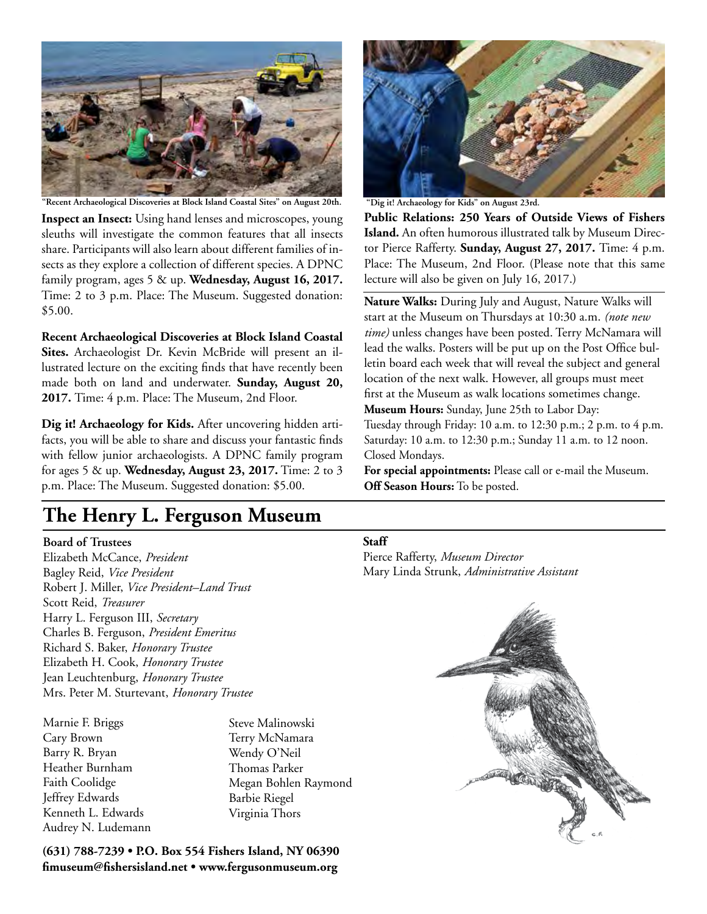"Recent Archaeological Discoveries at Block Island Coastal Sites" on August 20th.

**Inspect an Insect:** Using hand lenses and microscopes, young sleuths will investigate the common features that all insects share. Participants will also learn about different families of insects as they explore a collection of different species. A DPNC family program, ages 5 & up. **Wednesday, August 16, 2017.** Time: 2 to 3 p.m. Place: The Museum. Suggested donation: $5.00.

**Recent Archaeological Discoveries at Block Island Coastal Sites.** Archaeologist Dr. Kevin McBride will present an illustrated lecture on the exciting finds that have recently been made both on land and underwater. **Sunday, August 20, 2017.** Time: 4 p.m. Place: The Museum, 2nd Floor.

**Dig it! Archaeology for Kids.** After uncovering hidden artifacts, you will be able to share and discuss your fantastic finds with fellow junior archaeologists. A DPNC family program for ages 5 & up. **Wednesday, August 23, 2017.** Time: 2 to 3 p.m. Place: The Museum. Suggested donation: $5.00.

"Dig it! Archaeology for Kids" on August 23rd.

**Public Relations: 250 Years of Outside Views of Fishers Island.** An often humorous illustrated talk by Museum Director Pierce Rafferty. **Sunday, August 27, 2017.** Time: 4 p.m. Place: The Museum, 2nd Floor. (Please note that this same lecture will also be given on July 16, 2017.)

**Nature Walks:** During July and August, Nature Walks will start at the Museum on Thursdays at 10:30 a.m. *(note new time)* unless changes have been posted. Terry McNamara will lead the walks. Posters will be put up on the Post Office bulletin board each week that will reveal the subject and general location of the next walk. However, all groups must meet first at the Museum as walk locations sometimes change.

**Museum Hours:** Sunday, June 25th to Labor Day:
Tuesday through Friday: 10 a.m. to 12:30 p.m.; 2 p.m. to 4 p.m.
Saturday: 10 a.m. to 12:30 p.m.; Sunday 11 a.m. to 12 noon.
Closed Mondays.

**For special appointments:** Please call or e-mail the Museum.

**Off Season Hours:** To be posted.

# The Henry L. Ferguson Museum

**Board of Trustees**

Elizabeth McCance, *President*
Bagley Reid, *Vice President*
Robert J. Miller, *Vice President–Land Trust*
Scott Reid, *Treasurer*
Harry L. Ferguson III, *Secretary*
Charles B. Ferguson, *President Emeritus*
Richard S. Baker, *Honorary Trustee*
Elizabeth H. Cook, *Honorary Trustee*
Jean Leuchtenburg, *Honorary Trustee*
Mrs. Peter M. Sturtevant, *Honorary Trustee*

Marnie F. Briggs
Cary Brown
Barry R. Bryan
Heather Burnham
Faith Coolidge
Jeffrey Edwards
Kenneth L. Edwards
Audrey N. Ludemann
Steve Malinowski
Terry McNamara
Wendy O'Neil
Thomas Parker
Megan Bohlen Raymond
Barbie Riegel
Virginia Thors

**Staff**

Pierce Rafferty, *Museum Director*
Mary Linda Strunk, *Administrative Assistant*

**(631) 788-7239 • P.O. Box 554 Fishers Island, NY 06390**
**fimuseum@fishersisland.net • www.fergusonmuseum.org**